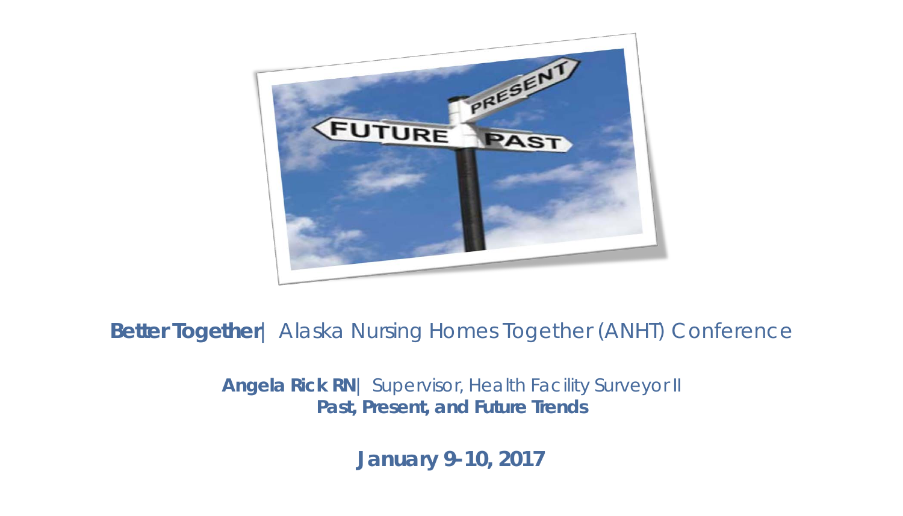**Better Together**| Alaska Nursing Homes Together (ANHT) Conference

**Angela Rick RN**| Supervisor, Health Facility Surveyor II

***Past, Present, and Future Trends***

**January 9-10, 2017**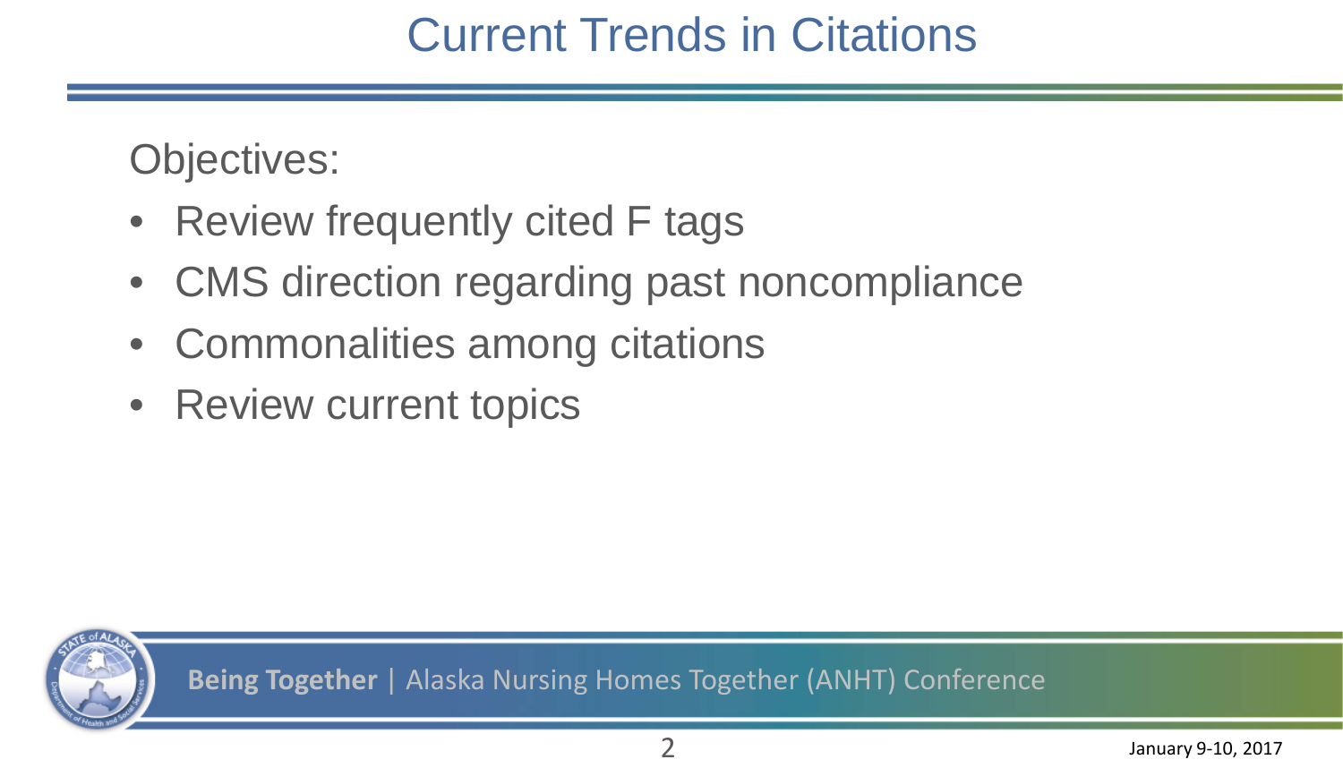# Current Trends in Citations

Objectives:

- Review frequently cited F tags
- CMS direction regarding past noncompliance
- Commonalities among citations
- Review current topics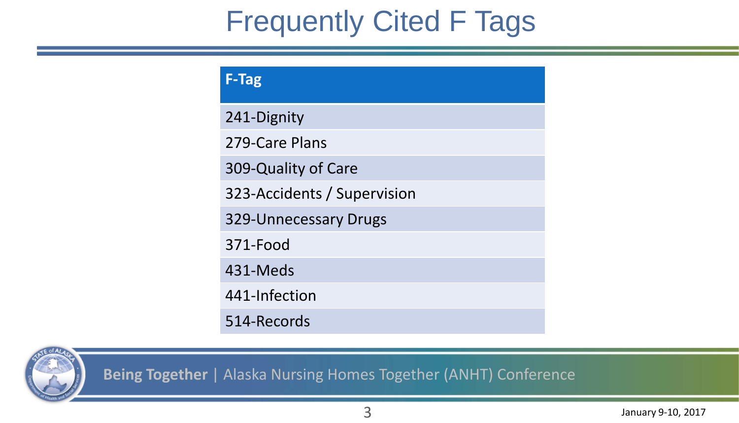# Frequently Cited F Tags

| F-Tag |
| --- |
| 241-Dignity |
| 279-Care Plans |
| 309-Quality of Care |
| 323-Accidents / Supervision |
| 329-Unnecessary Drugs |
| 371-Food |
| 431-Meds |
| 441-Infection |
| 514-Records |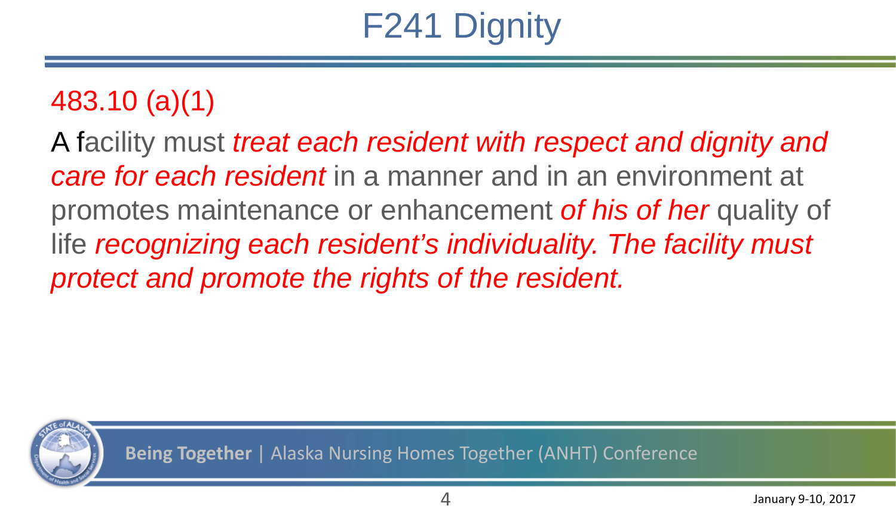# F241 Dignity

## 483.10 (a)(1)

A facility must *treat each resident with respect and dignity and care for each resident* in a manner and in an environment at promotes maintenance or enhancement *of his of her* quality of life *recognizing each resident's individuality. The facility must protect and promote the rights of the resident.*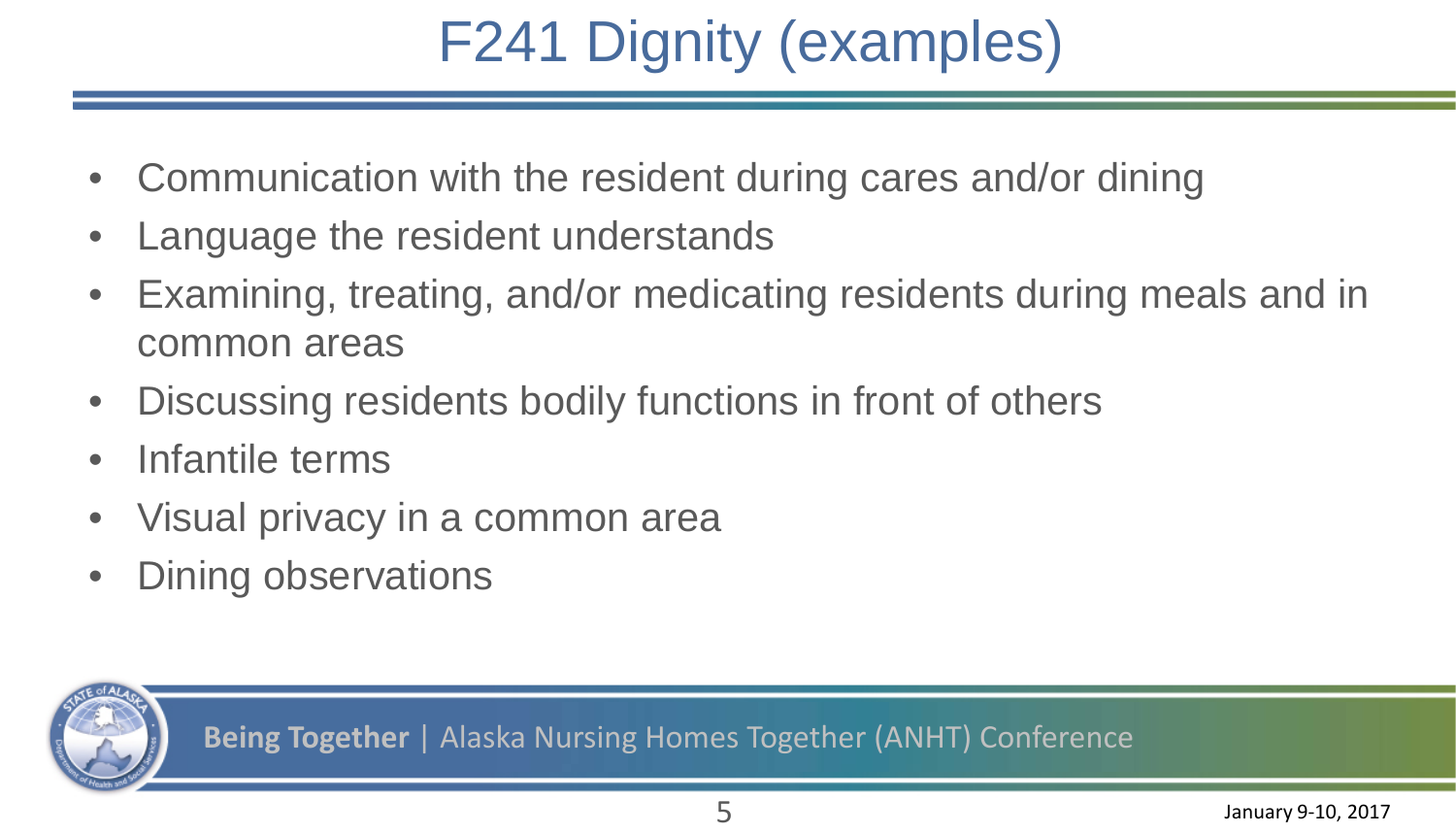# F241 Dignity (examples)

- Communication with the resident during cares and/or dining
- Language the resident understands
- Examining, treating, and/or medicating residents during meals and in common areas
- Discussing residents bodily functions in front of others
- Infantile terms
- Visual privacy in a common area
- Dining observations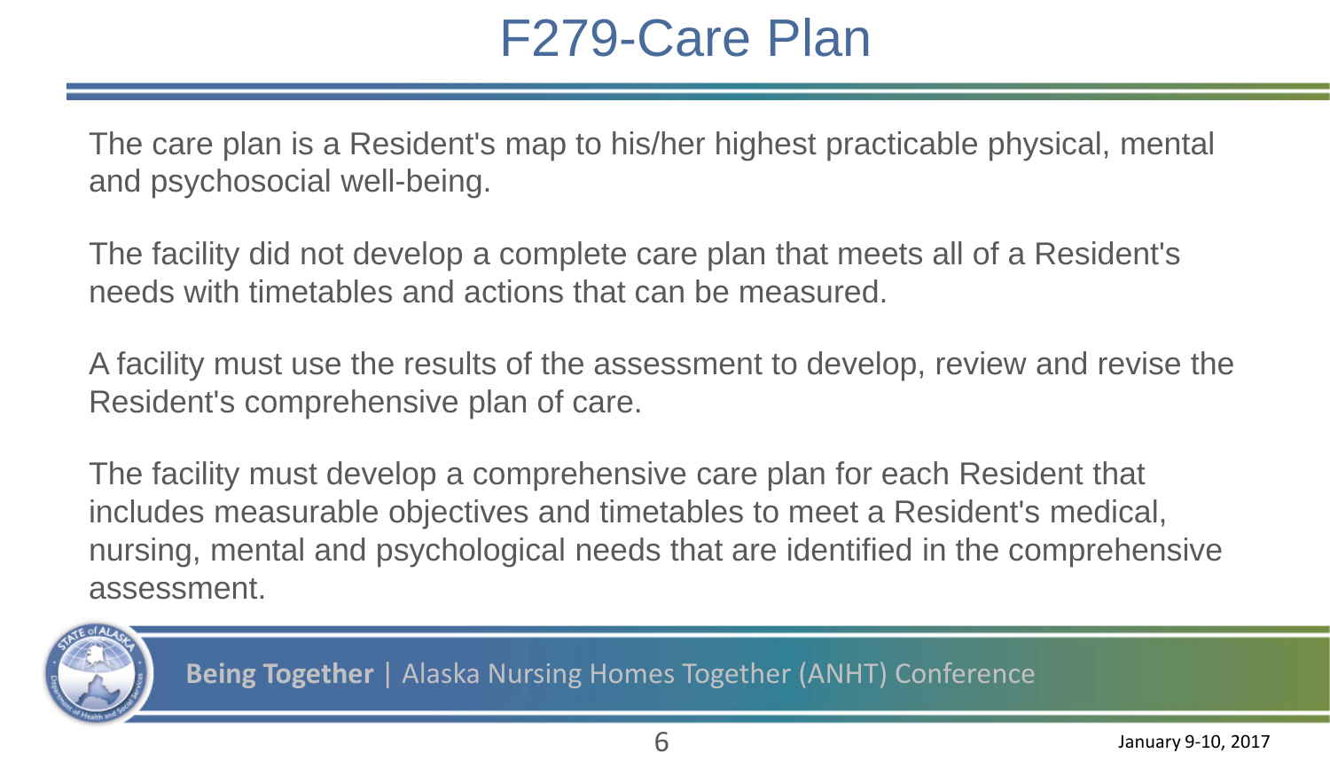# F279-Care Plan

The care plan is a Resident's map to his/her highest practicable physical, mental and psychosocial well-being.

The facility did not develop a complete care plan that meets all of a Resident's needs with timetables and actions that can be measured.

A facility must use the results of the assessment to develop, review and revise the Resident's comprehensive plan of care.

The facility must develop a comprehensive care plan for each Resident that includes measurable objectives and timetables to meet a Resident's medical, nursing, mental and psychological needs that are identified in the comprehensive assessment.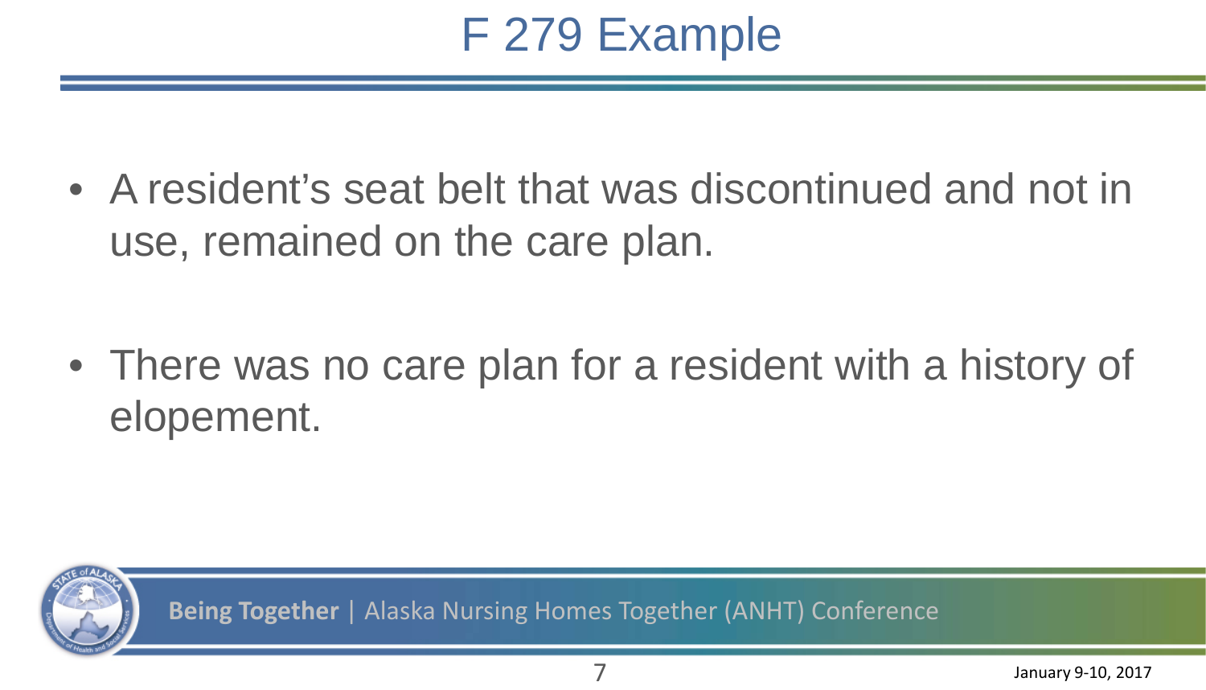# F 279 Example

- A resident's seat belt that was discontinued and not in use, remained on the care plan.

- There was no care plan for a resident with a history of elopement.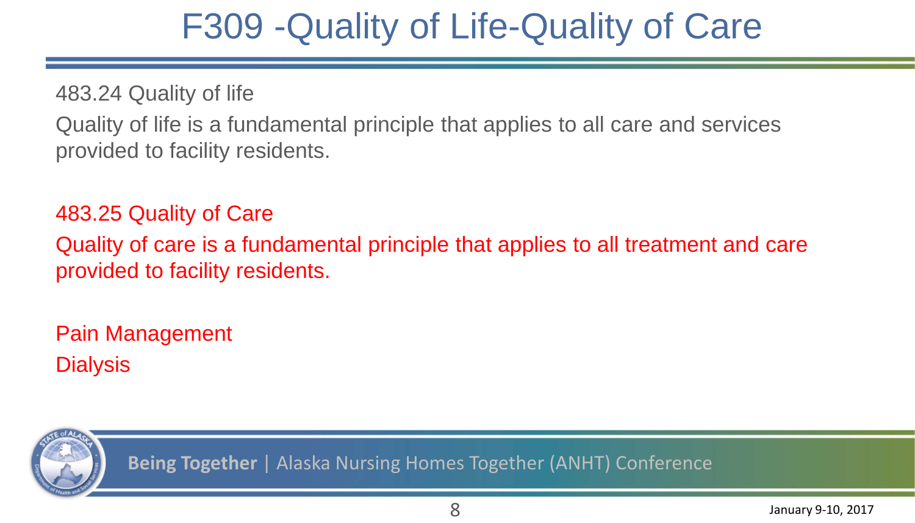# F309 -Quality of Life-Quality of Care

483.24 Quality of life

Quality of life is a fundamental principle that applies to all care and services provided to facility residents.

483.25 Quality of Care

Quality of care is a fundamental principle that applies to all treatment and care provided to facility residents.

Pain Management

Dialysis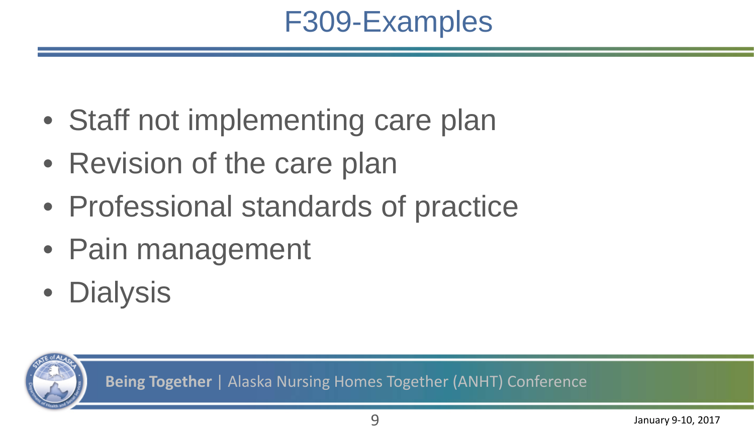# F309-Examples

- Staff not implementing care plan
- Revision of the care plan
- Professional standards of practice
- Pain management
- Dialysis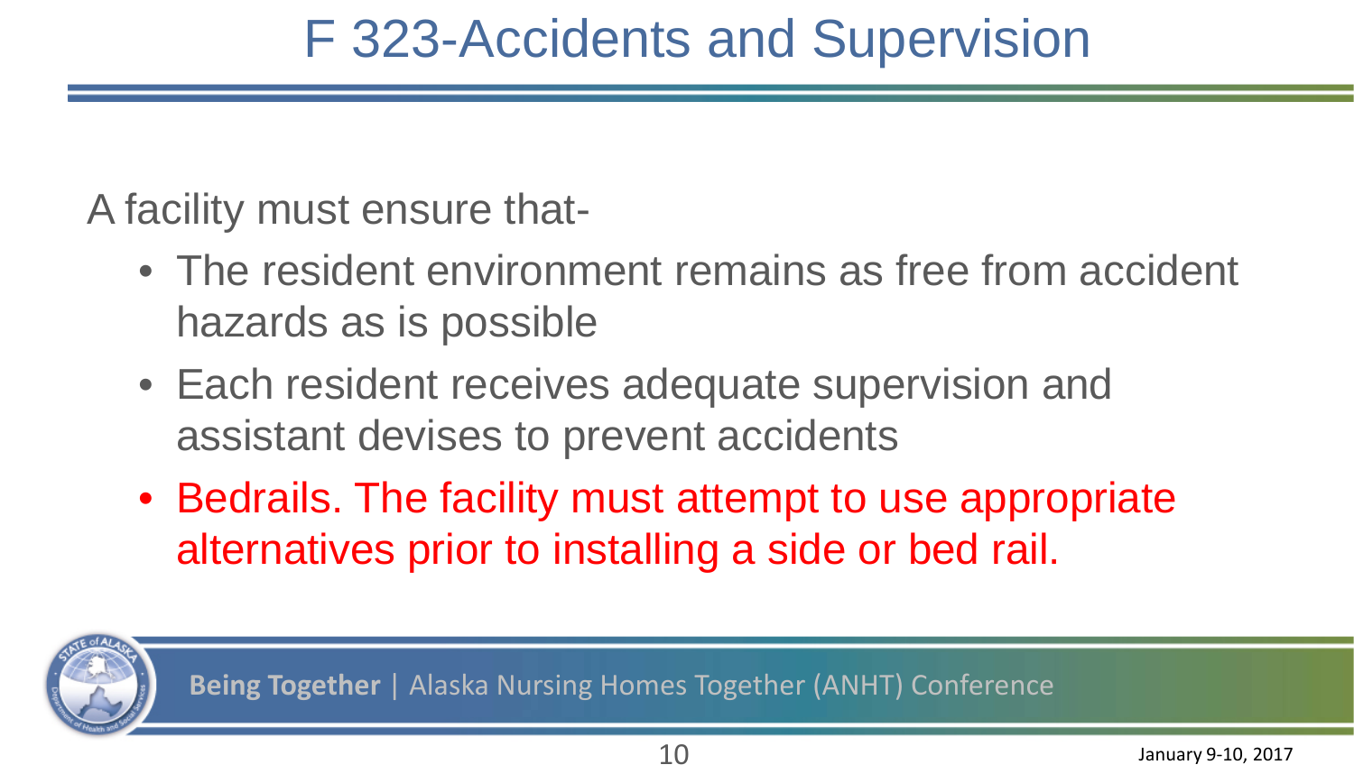# F 323-Accidents and Supervision

A facility must ensure that-

- The resident environment remains as free from accident hazards as is possible
- Each resident receives adequate supervision and assistant devises to prevent accidents
- Bedrails. The facility must attempt to use appropriate alternatives prior to installing a side or bed rail.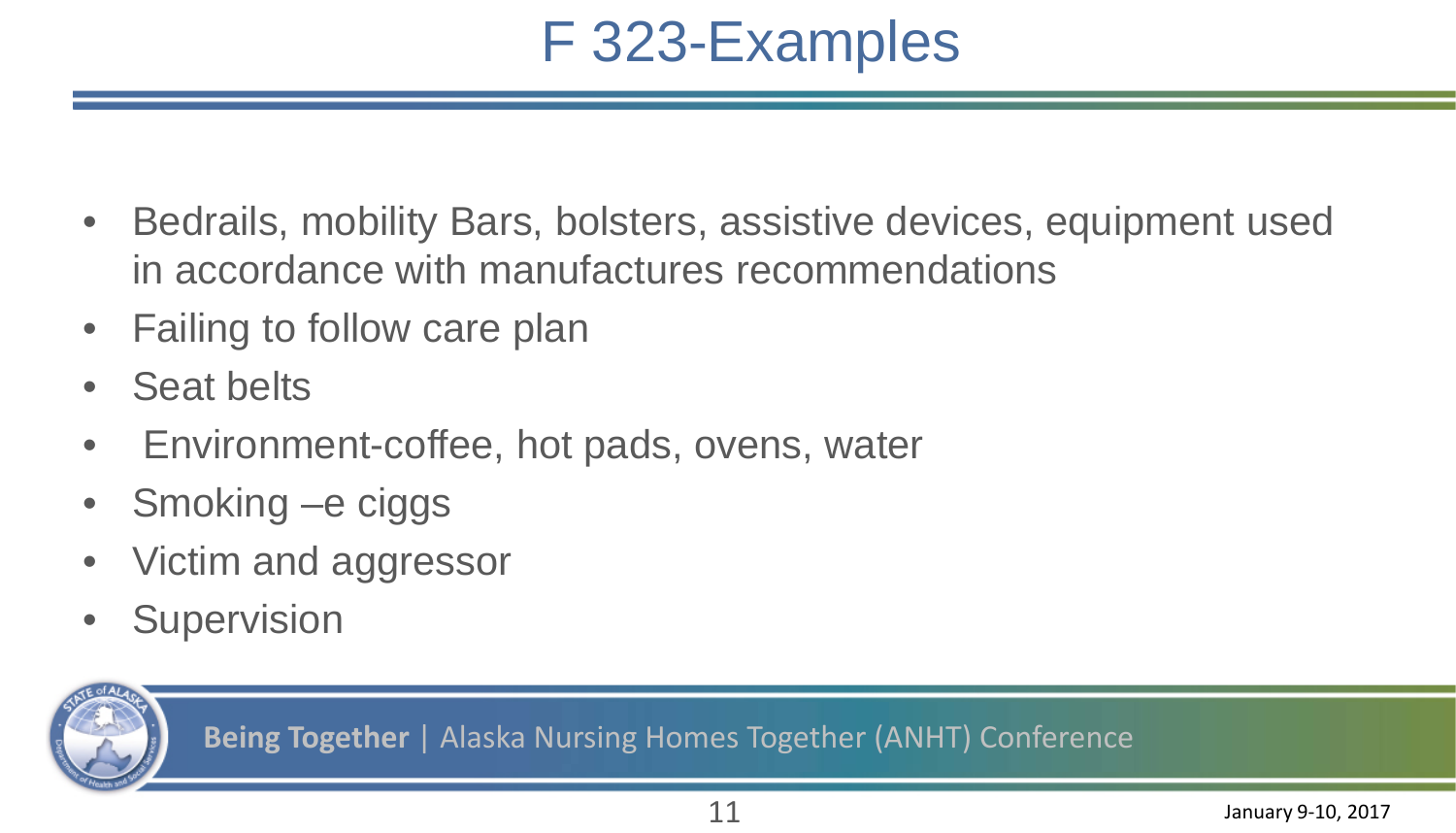# F 323-Examples

- Bedrails, mobility Bars, bolsters, assistive devices, equipment used in accordance with manufactures recommendations
- Failing to follow care plan
- Seat belts
- Environment-coffee, hot pads, ovens, water
- Smoking –e ciggs
- Victim and aggressor
- Supervision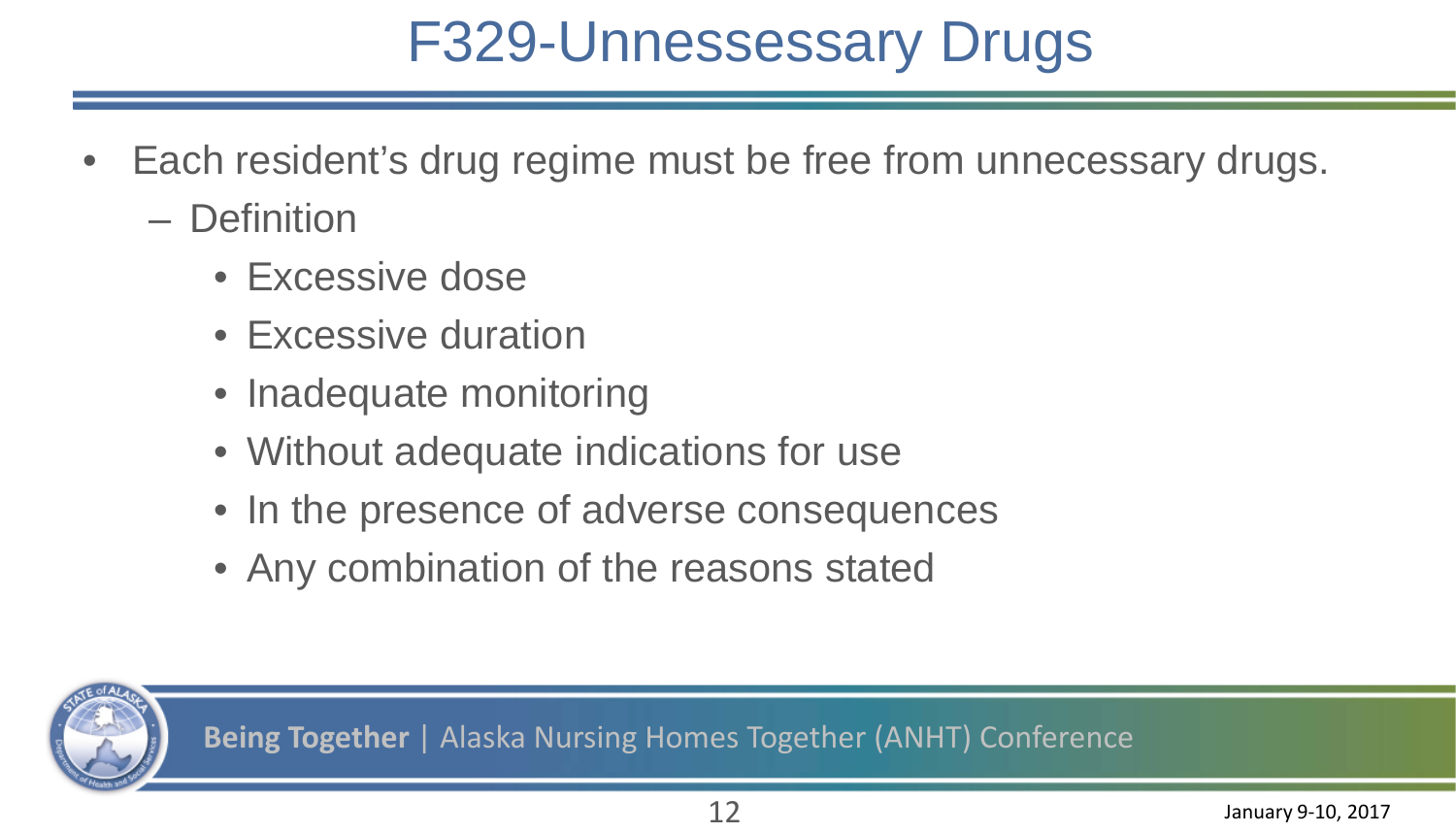# F329-Unnessessary Drugs

- Each resident's drug regime must be free from unnecessary drugs.
  - Definition
    - Excessive dose
    - Excessive duration
    - Inadequate monitoring
    - Without adequate indications for use
    - In the presence of adverse consequences
    - Any combination of the reasons stated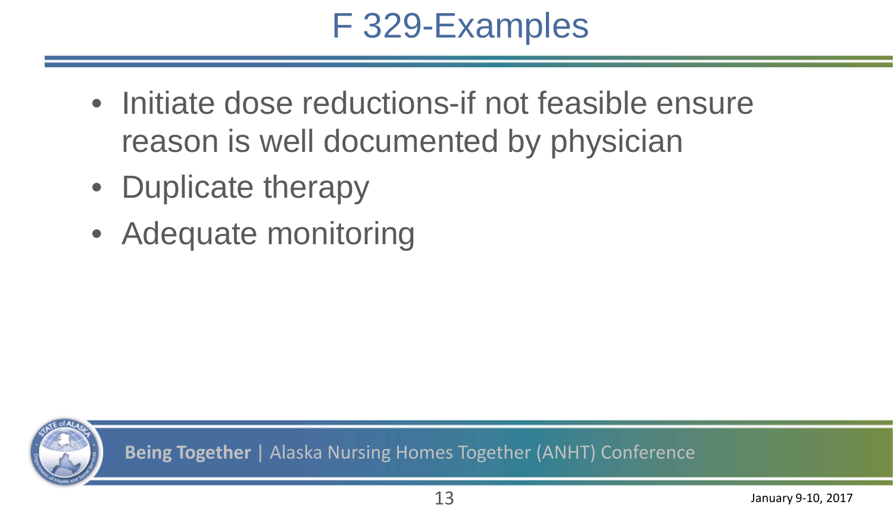# F 329-Examples

- Initiate dose reductions-if not feasible ensure reason is well documented by physician
- Duplicate therapy
- Adequate monitoring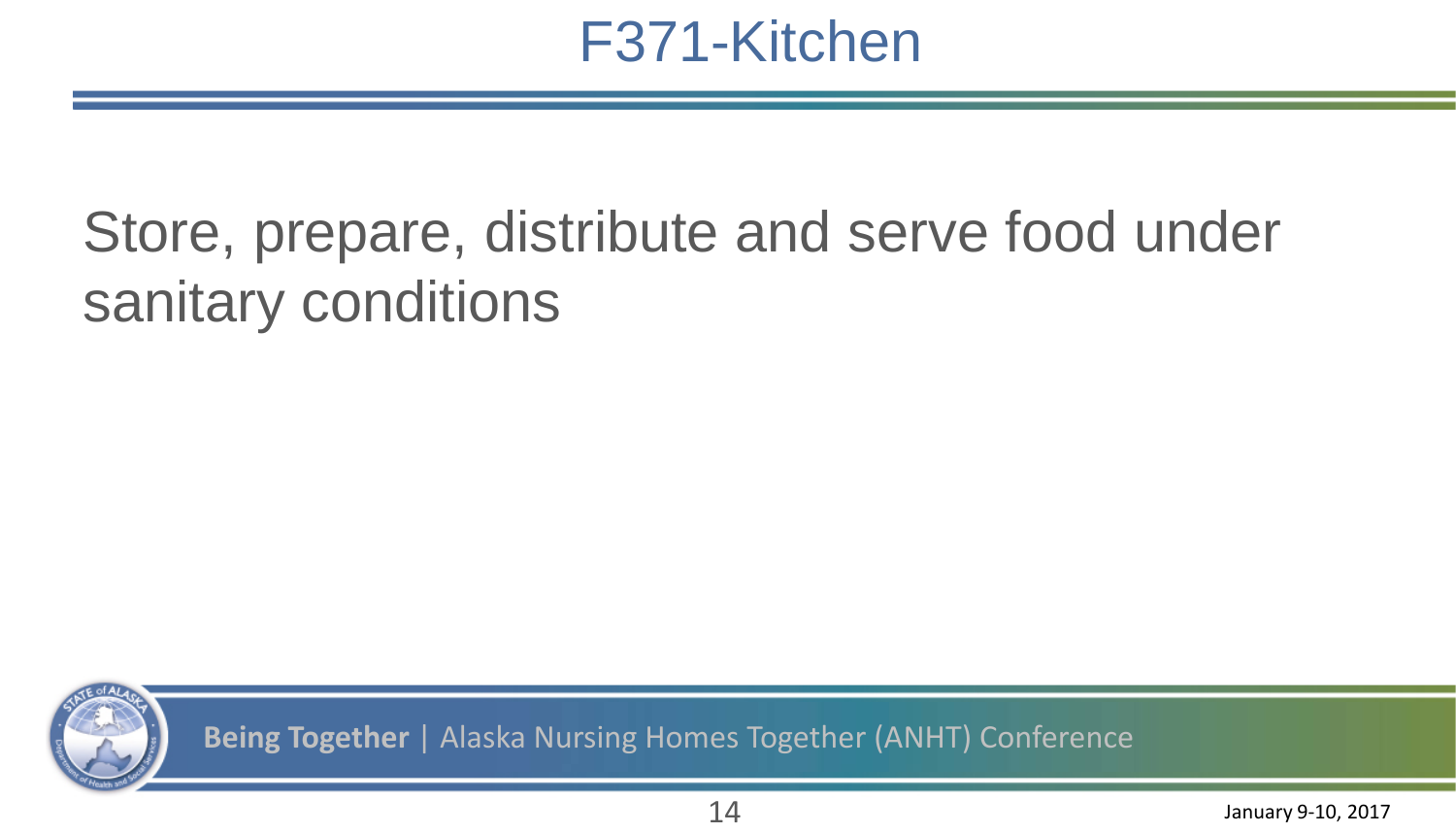# F371-Kitchen

Store, prepare, distribute and serve food under sanitary conditions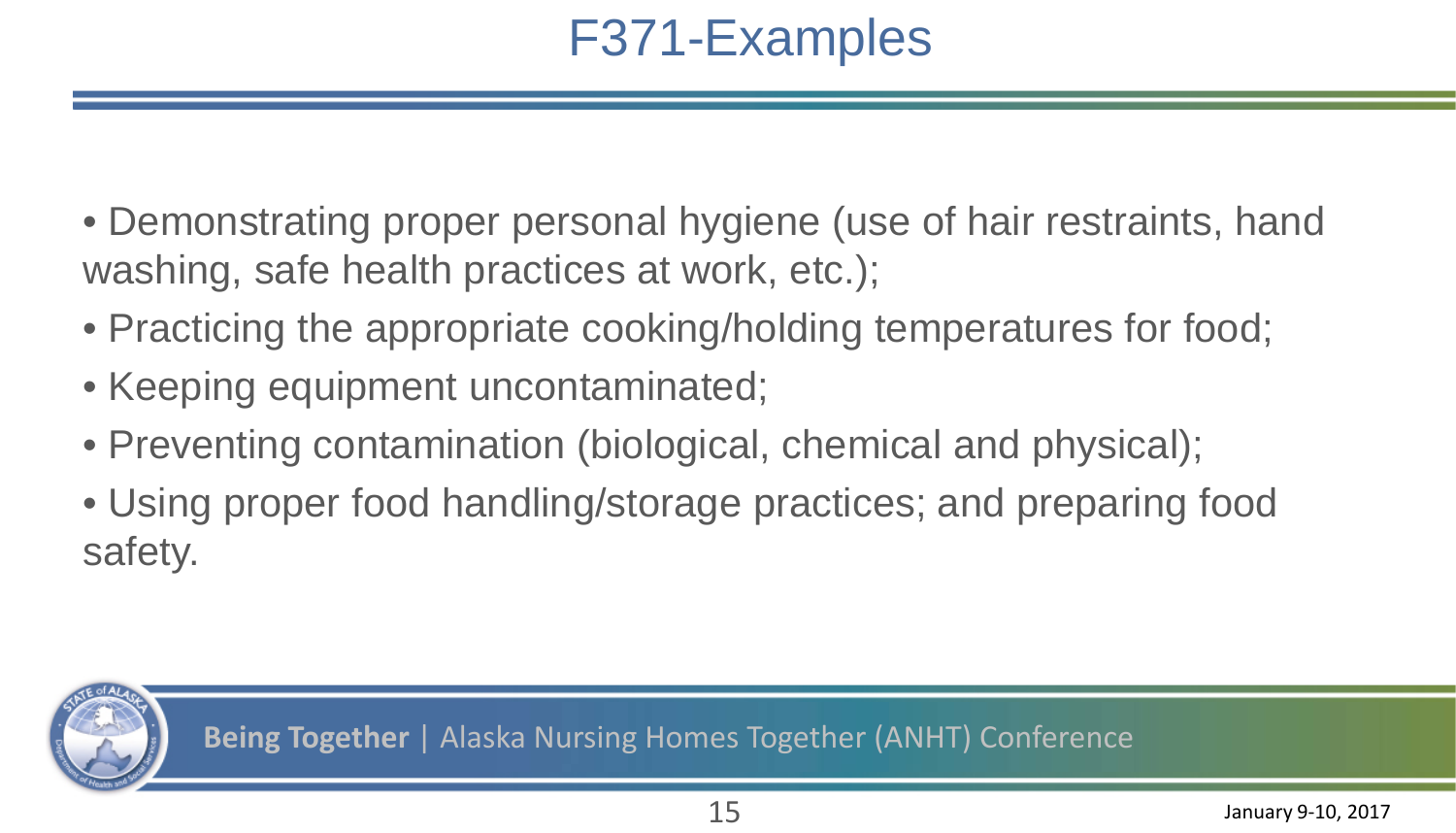# F371-Examples

- Demonstrating proper personal hygiene (use of hair restraints, hand washing, safe health practices at work, etc.);
- Practicing the appropriate cooking/holding temperatures for food;
- Keeping equipment uncontaminated;
- Preventing contamination (biological, chemical and physical);
- Using proper food handling/storage practices; and preparing food safety.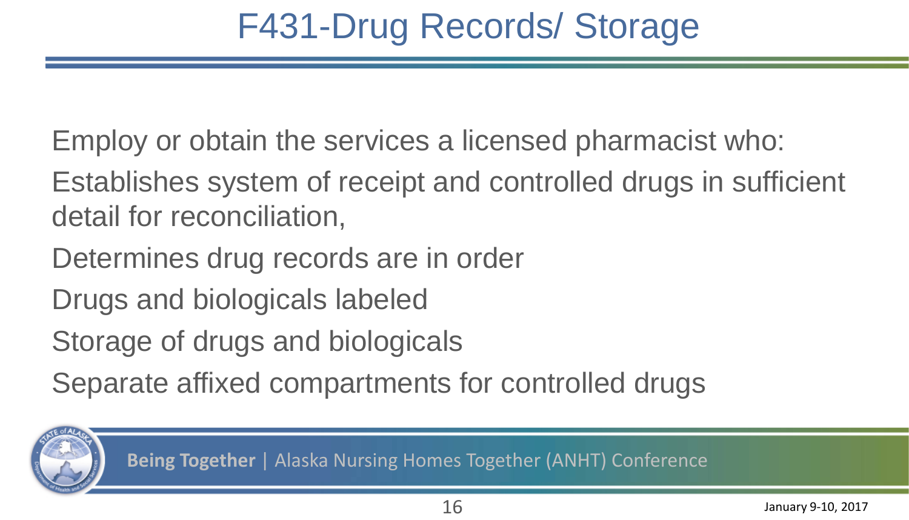# F431-Drug Records/ Storage

Employ or obtain the services a licensed pharmacist who:

Establishes system of receipt and controlled drugs in sufficient detail for reconciliation,

Determines drug records are in order

Drugs and biologicals labeled

Storage of drugs and biologicals

Separate affixed compartments for controlled drugs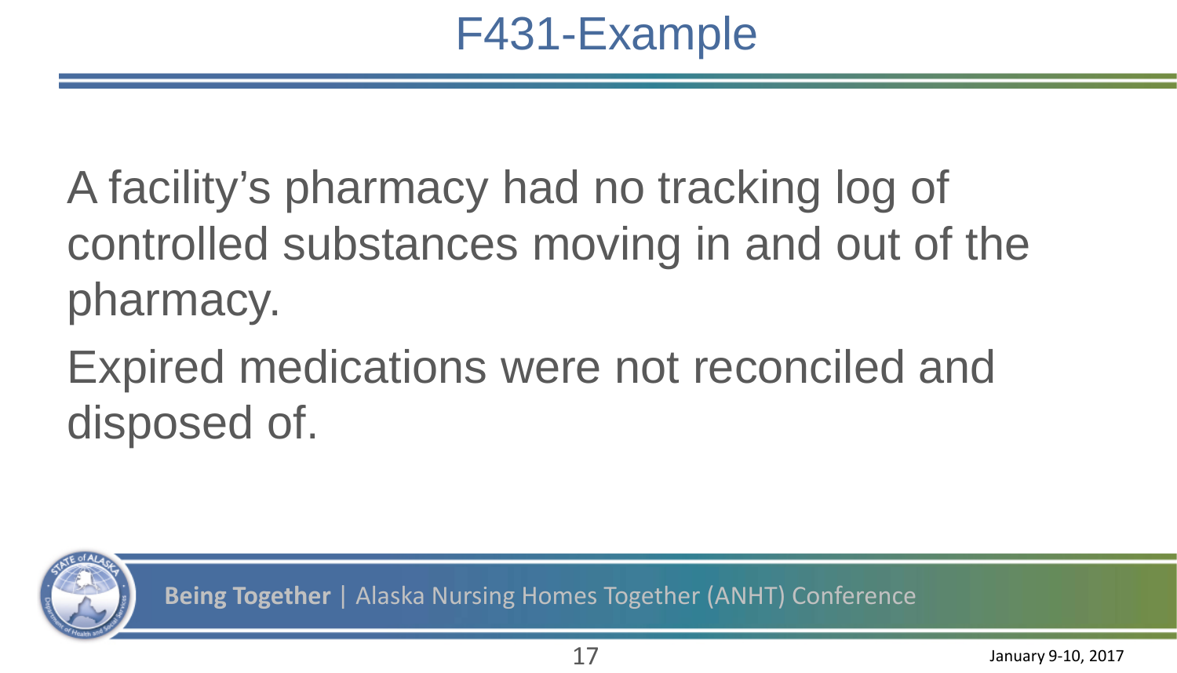# F431-Example

A facility's pharmacy had no tracking log of controlled substances moving in and out of the pharmacy.

Expired medications were not reconciled and disposed of.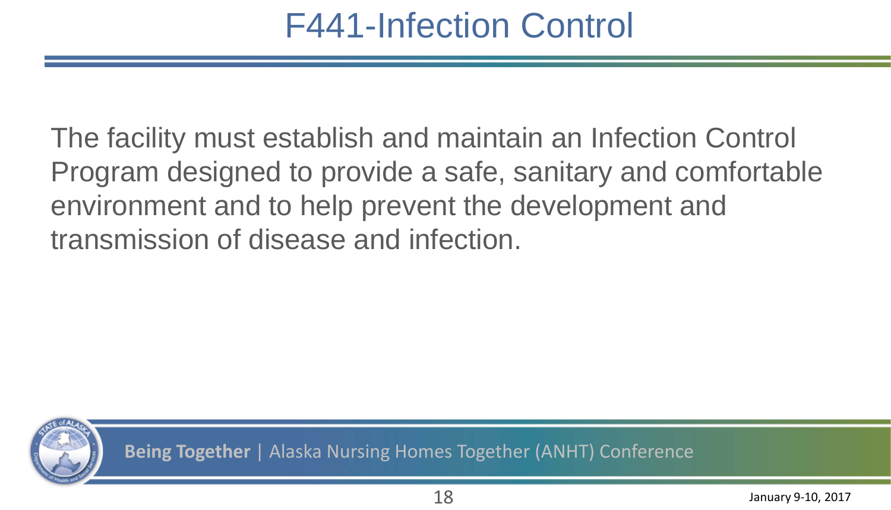# F441-Infection Control

The facility must establish and maintain an Infection Control Program designed to provide a safe, sanitary and comfortable environment and to help prevent the development and transmission of disease and infection.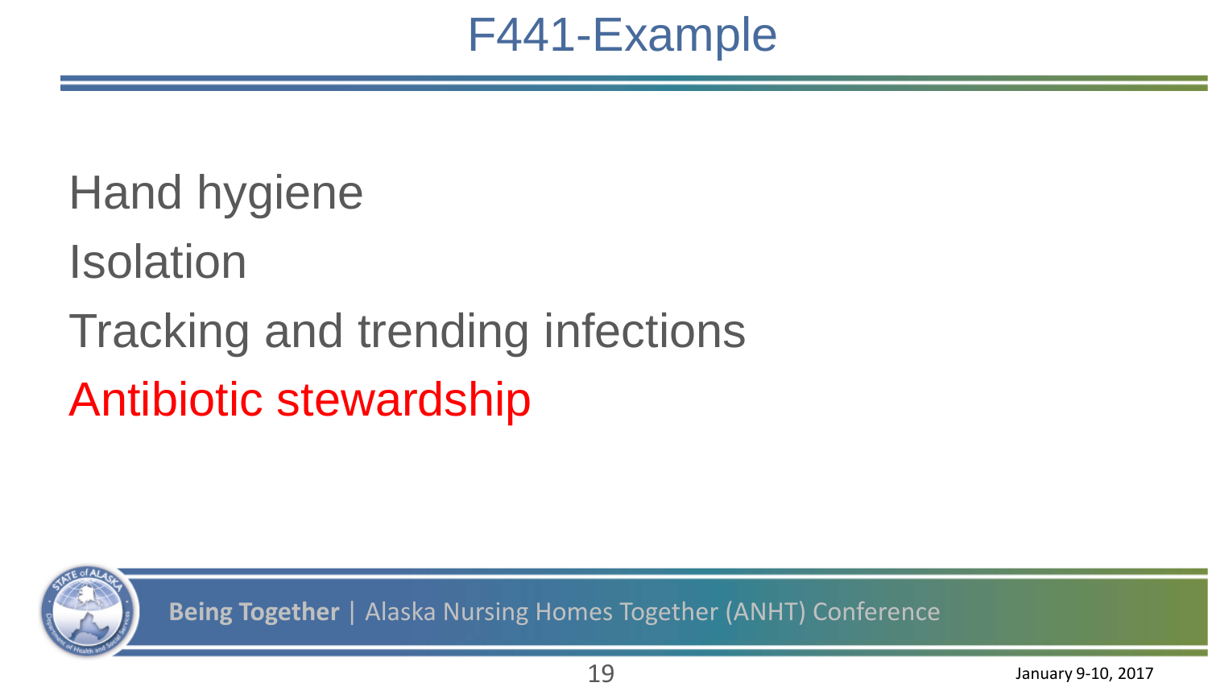# F441-Example

Hand hygiene

Isolation

Tracking and trending infections

Antibiotic stewardship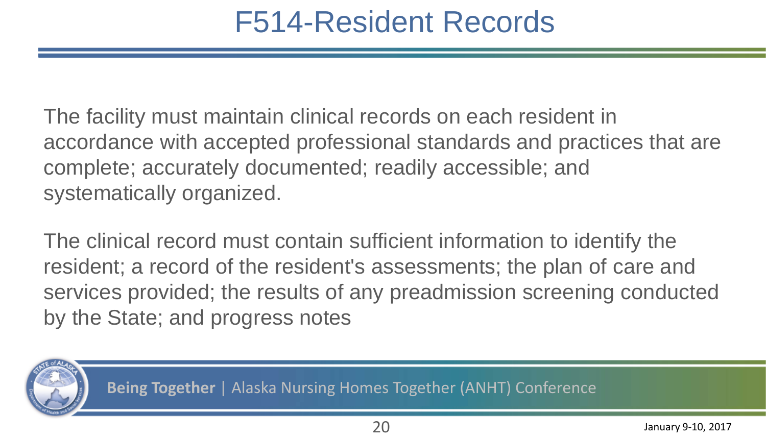# F514-Resident Records

The facility must maintain clinical records on each resident in accordance with accepted professional standards and practices that are complete; accurately documented; readily accessible; and systematically organized.

The clinical record must contain sufficient information to identify the resident; a record of the resident's assessments; the plan of care and services provided; the results of any preadmission screening conducted by the State; and progress notes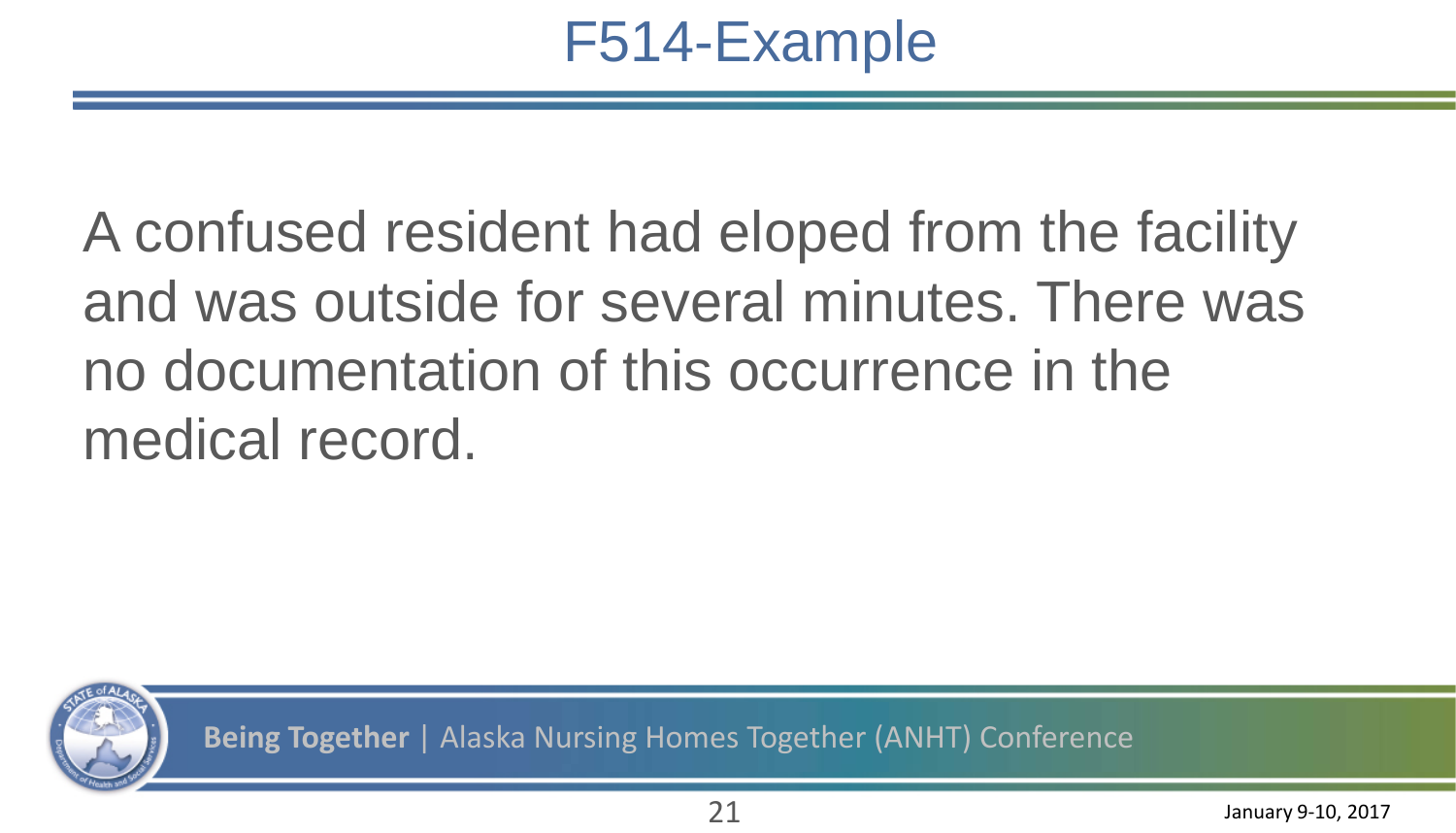# F514-Example

A confused resident had eloped from the facility and was outside for several minutes. There was no documentation of this occurrence in the medical record.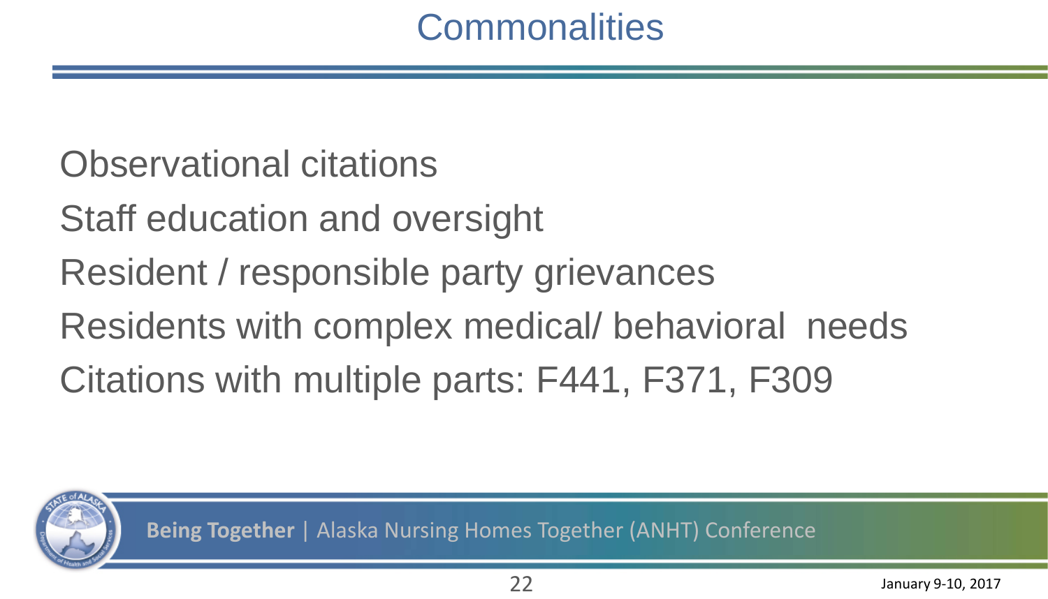# Commonalities

- Observational citations
- Staff education and oversight
- Resident / responsible party grievances
- Residents with complex medical/ behavioral needs
- Citations with multiple parts: F441, F371, F309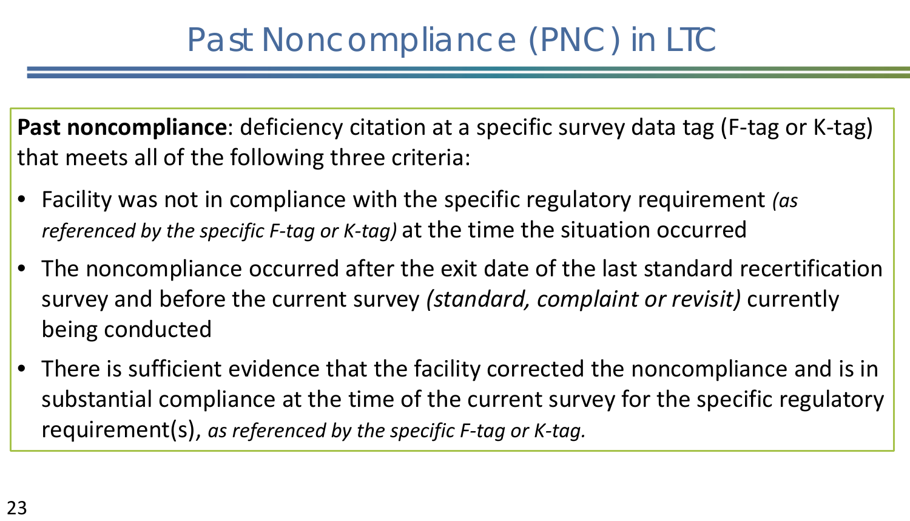# Past Noncompliance (PNC) in LTC

**Past noncompliance**: deficiency citation at a specific survey data tag (F-tag or K-tag) that meets all of the following three criteria:

- Facility was not in compliance with the specific regulatory requirement *(as referenced by the specific F-tag or K-tag)* at the time the situation occurred
- The noncompliance occurred after the exit date of the last standard recertification survey and before the current survey *(standard, complaint or revisit)* currently being conducted
- There is sufficient evidence that the facility corrected the noncompliance and is in substantial compliance at the time of the current survey for the specific regulatory requirement(s), *as referenced by the specific F-tag or K-tag.*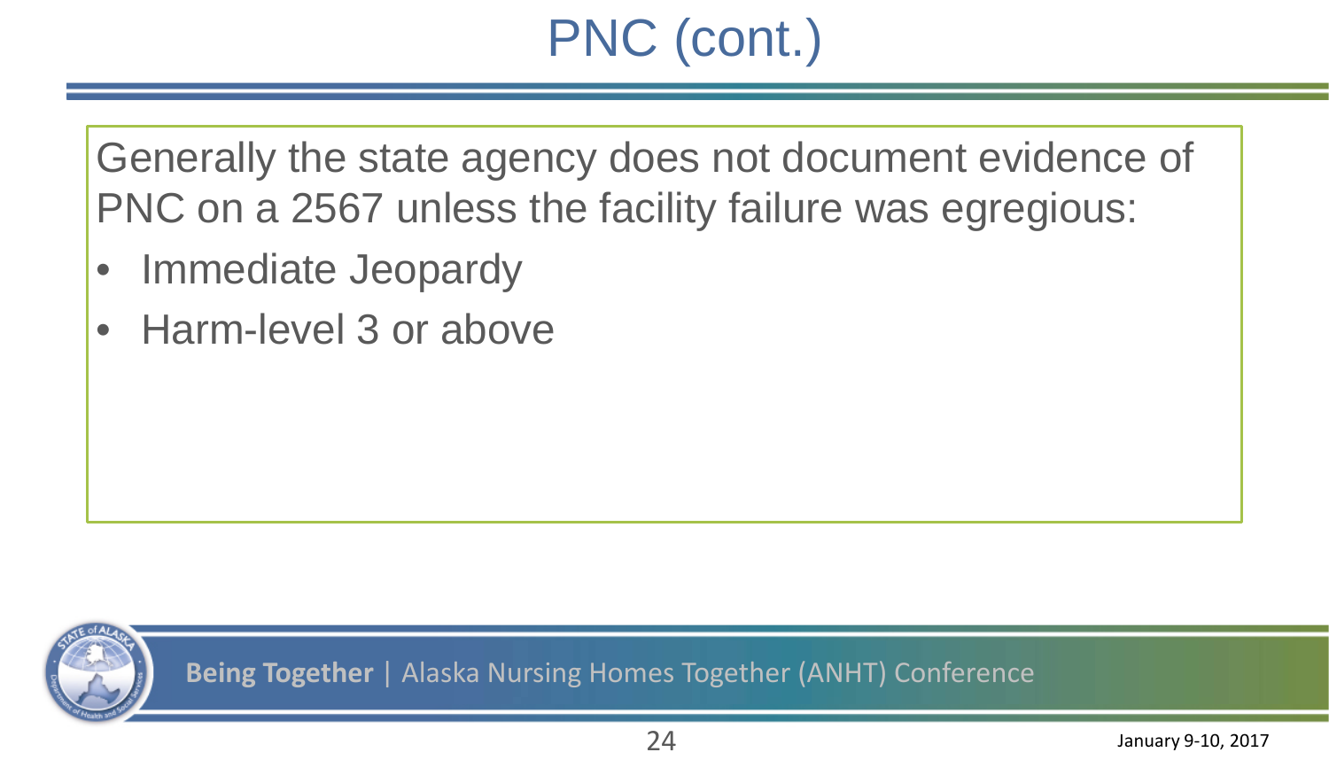# PNC (cont.)

Generally the state agency does not document evidence of PNC on a 2567 unless the facility failure was egregious:

- Immediate Jeopardy
- Harm-level 3 or above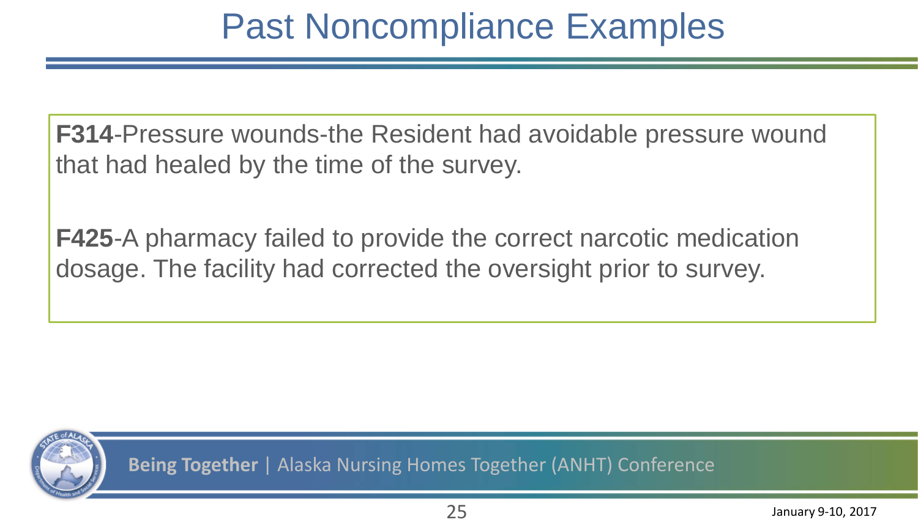# Past Noncompliance Examples

**F314**-Pressure wounds-the Resident had avoidable pressure wound that had healed by the time of the survey.

**F425**-A pharmacy failed to provide the correct narcotic medication dosage. The facility had corrected the oversight prior to survey.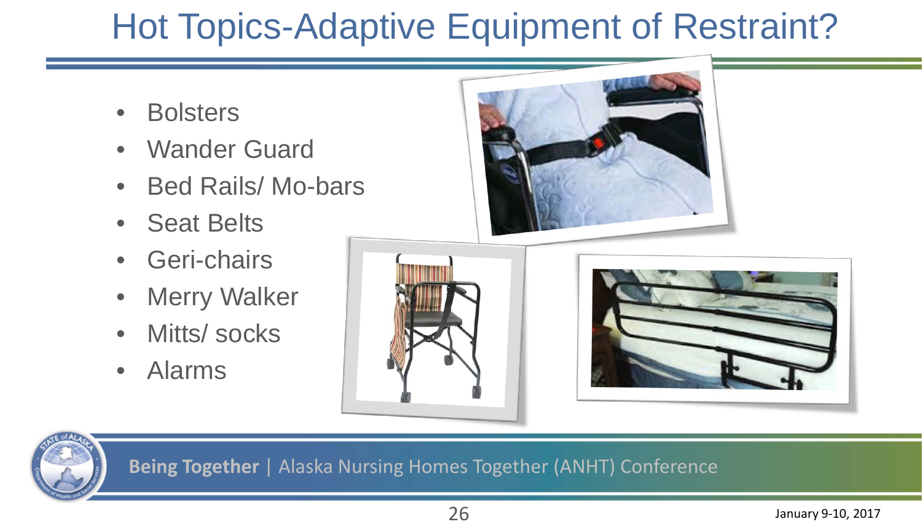# Hot Topics-Adaptive Equipment of Restraint?

- Bolsters
- Wander Guard
- Bed Rails/ Mo-bars
- Seat Belts
- Geri-chairs
- Merry Walker
- Mitts/ socks
- Alarms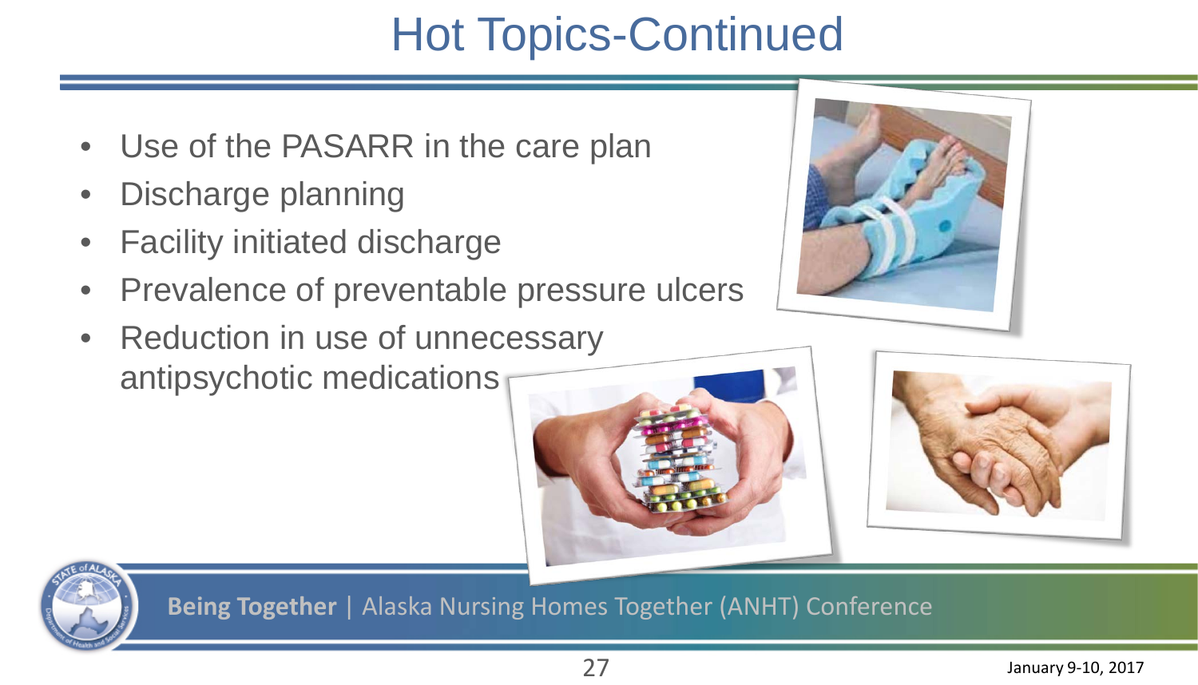# Hot Topics-Continued

- Use of the PASARR in the care plan
- Discharge planning
- Facility initiated discharge
- Prevalence of preventable pressure ulcers
- Reduction in use of unnecessary antipsychotic medications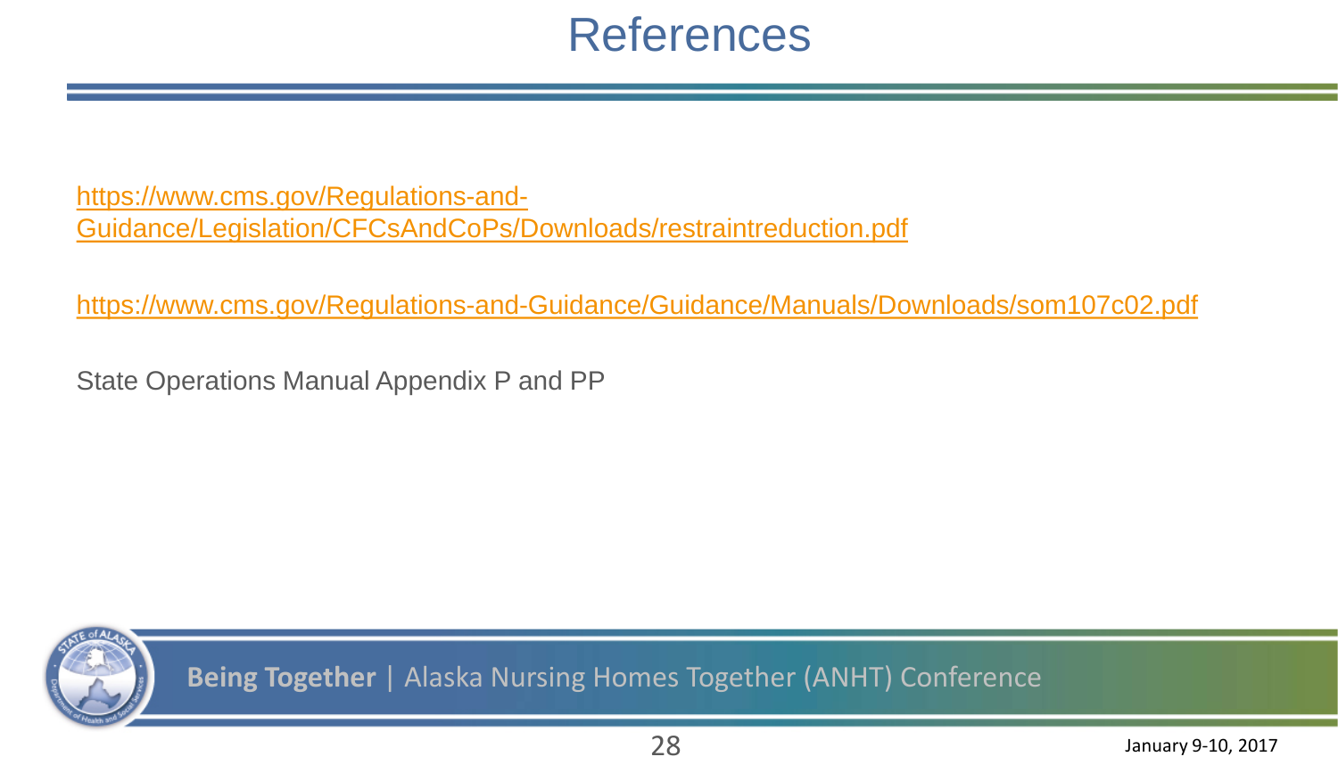# References

https://www.cms.gov/Regulations-and-Guidance/Legislation/CFCsAndCoPs/Downloads/restraintreduction.pdf

https://www.cms.gov/Regulations-and-Guidance/Guidance/Manuals/Downloads/som107c02.pdf

State Operations Manual Appendix P and PP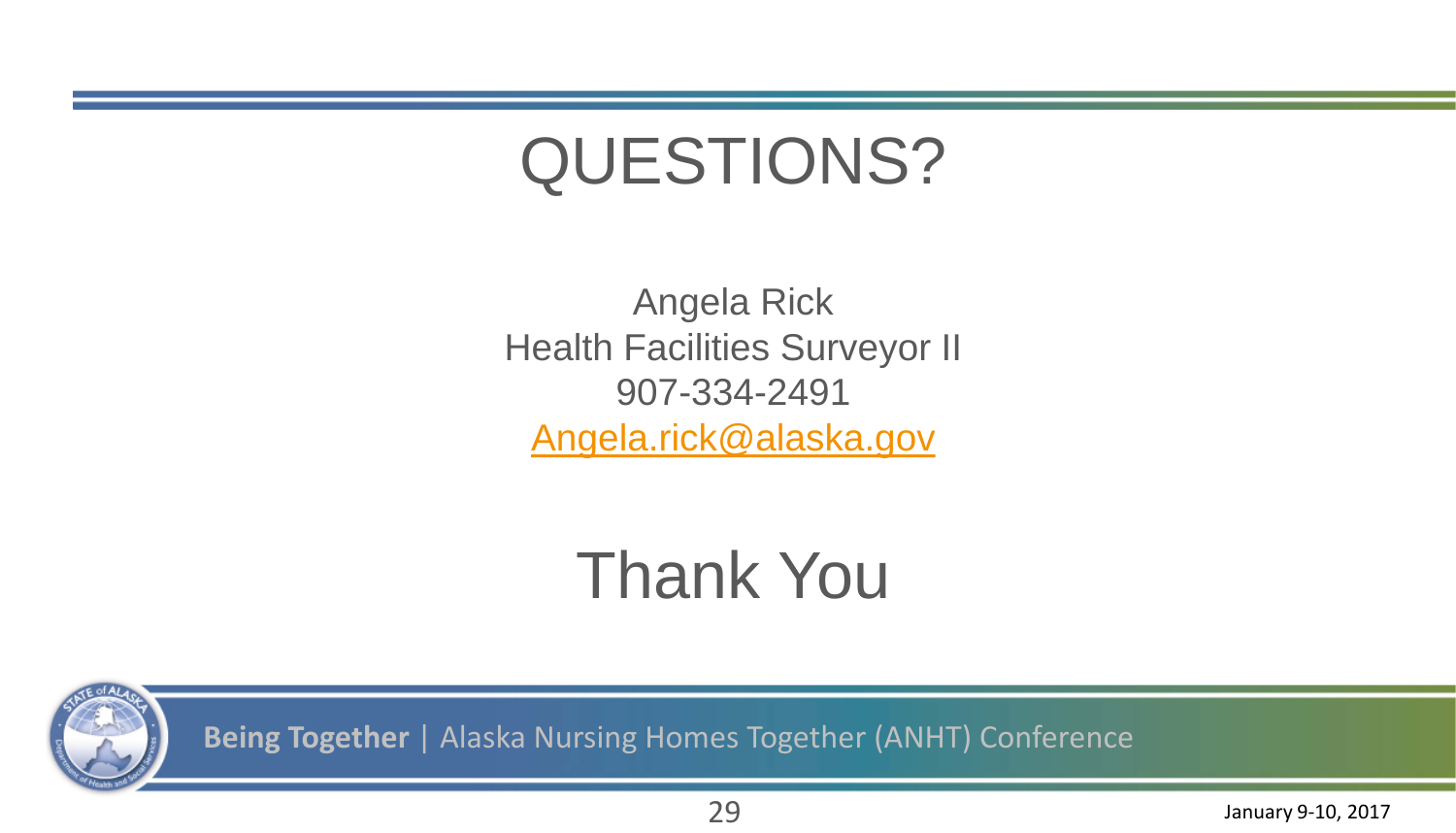# QUESTIONS?

Angela Rick
Health Facilities Surveyor II
907-334-2491
[Angela.rick@alaska.gov](mailto:Angela.rick@alaska.gov)

# Thank You